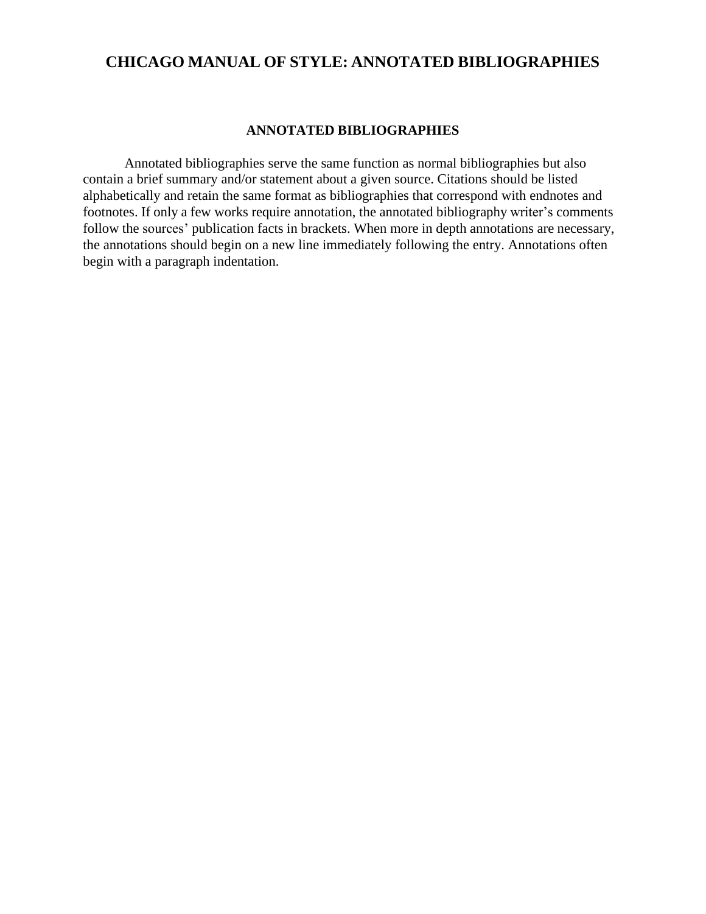# CHICAGO MANUAL OF STYLE: ANNOTATED BIBLIOGRAPHIES

## ANNOTATED BIBLIOGRAPHIES

Annotated bibliographies serve the same function as normal bibliographies but also contain a brief summary and/or statement about a given source. Citations should be listed alphabetically and retain the same format as bibliographies that correspond with endnotes and footnotes. If only a few works require annotation, the annotated bibliography writer's comments follow the sources' publication facts in brackets. When more in depth annotations are necessary, the annotations should begin on a new line immediately following the entry. Annotations often begin with a paragraph indentation.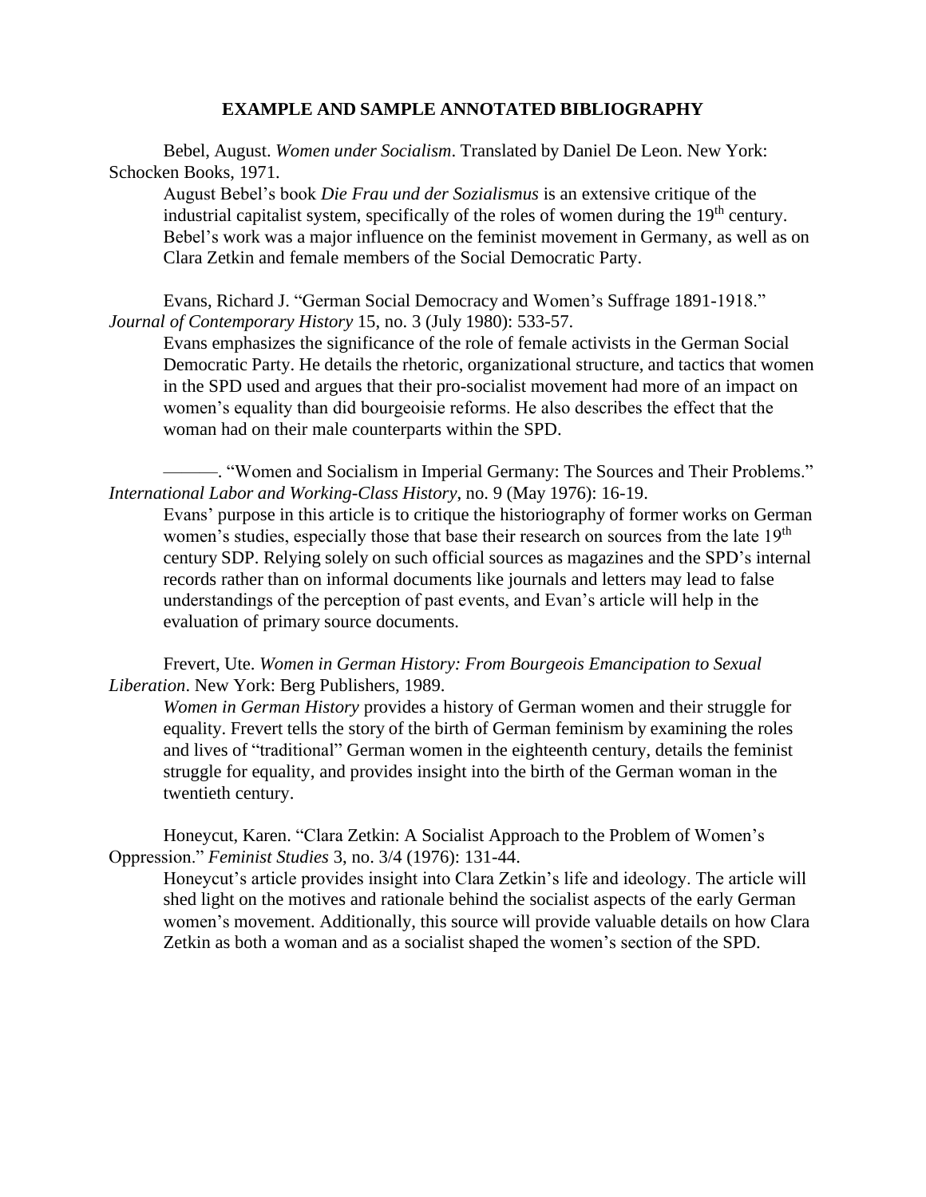**EXAMPLE AND SAMPLE ANNOTATED BIBLIOGRAPHY**

Bebel, August. *Women under Socialism*. Translated by Daniel De Leon. New York: Schocken Books, 1971.

August Bebel's book *Die Frau und der Sozialismus* is an extensive critique of the industrial capitalist system, specifically of the roles of women during the 19th century. Bebel's work was a major influence on the feminist movement in Germany, as well as on Clara Zetkin and female members of the Social Democratic Party.

Evans, Richard J. "German Social Democracy and Women's Suffrage 1891-1918." *Journal of Contemporary History* 15, no. 3 (July 1980): 533-57.

Evans emphasizes the significance of the role of female activists in the German Social Democratic Party. He details the rhetoric, organizational structure, and tactics that women in the SPD used and argues that their pro-socialist movement had more of an impact on women's equality than did bourgeoisie reforms. He also describes the effect that the woman had on their male counterparts within the SPD.

———. "Women and Socialism in Imperial Germany: The Sources and Their Problems." *International Labor and Working-Class History*, no. 9 (May 1976): 16-19.

Evans' purpose in this article is to critique the historiography of former works on German women's studies, especially those that base their research on sources from the late 19th century SDP. Relying solely on such official sources as magazines and the SPD's internal records rather than on informal documents like journals and letters may lead to false understandings of the perception of past events, and Evan's article will help in the evaluation of primary source documents.

Frevert, Ute. *Women in German History: From Bourgeois Emancipation to Sexual Liberation*. New York: Berg Publishers, 1989.

*Women in German History* provides a history of German women and their struggle for equality. Frevert tells the story of the birth of German feminism by examining the roles and lives of "traditional" German women in the eighteenth century, details the feminist struggle for equality, and provides insight into the birth of the German woman in the twentieth century.

Honeycut, Karen. "Clara Zetkin: A Socialist Approach to the Problem of Women's Oppression." *Feminist Studies* 3, no. 3/4 (1976): 131-44.

Honeycut's article provides insight into Clara Zetkin's life and ideology. The article will shed light on the motives and rationale behind the socialist aspects of the early German women's movement. Additionally, this source will provide valuable details on how Clara Zetkin as both a woman and as a socialist shaped the women's section of the SPD.